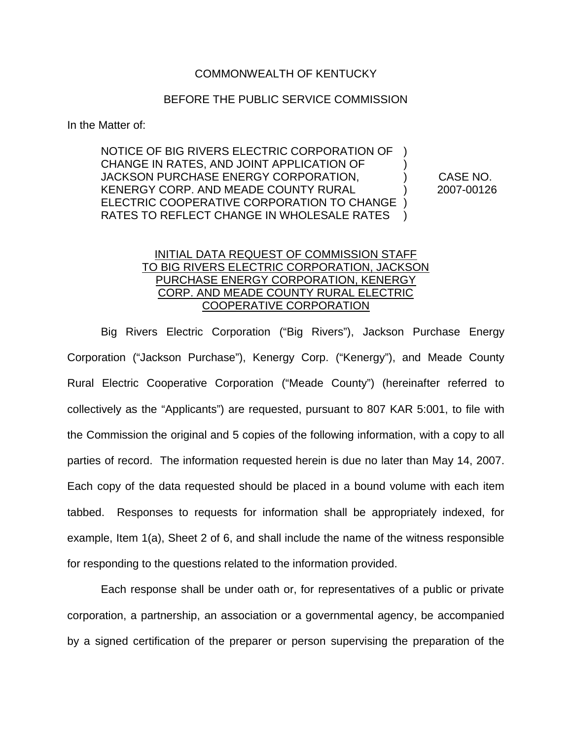COMMONWEALTH OF KENTUCKY

BEFORE THE PUBLIC SERVICE COMMISSION

In the Matter of:

| | | |
|---|---|---|
| NOTICE OF BIG RIVERS ELECTRIC CORPORATION OF CHANGE IN RATES, AND JOINT APPLICATION OF JACKSON PURCHASE ENERGY CORPORATION, KENERGY CORP. AND MEADE COUNTY RURAL ELECTRIC COOPERATIVE CORPORATION TO CHANGE RATES TO REFLECT CHANGE IN WHOLESALE RATES | ) ) ) ) ) ) | CASE NO. 2007-00126 |

INITIAL DATA REQUEST OF COMMISSION STAFF TO BIG RIVERS ELECTRIC CORPORATION, JACKSON PURCHASE ENERGY CORPORATION, KENERGY CORP. AND MEADE COUNTY RURAL ELECTRIC COOPERATIVE CORPORATION

Big Rivers Electric Corporation ("Big Rivers"), Jackson Purchase Energy Corporation ("Jackson Purchase"), Kenergy Corp. ("Kenergy"), and Meade County Rural Electric Cooperative Corporation ("Meade County") (hereinafter referred to collectively as the "Applicants") are requested, pursuant to 807 KAR 5:001, to file with the Commission the original and 5 copies of the following information, with a copy to all parties of record. The information requested herein is due no later than May 14, 2007. Each copy of the data requested should be placed in a bound volume with each item tabbed. Responses to requests for information shall be appropriately indexed, for example, Item 1(a), Sheet 2 of 6, and shall include the name of the witness responsible for responding to the questions related to the information provided.

Each response shall be under oath or, for representatives of a public or private corporation, a partnership, an association or a governmental agency, be accompanied by a signed certification of the preparer or person supervising the preparation of the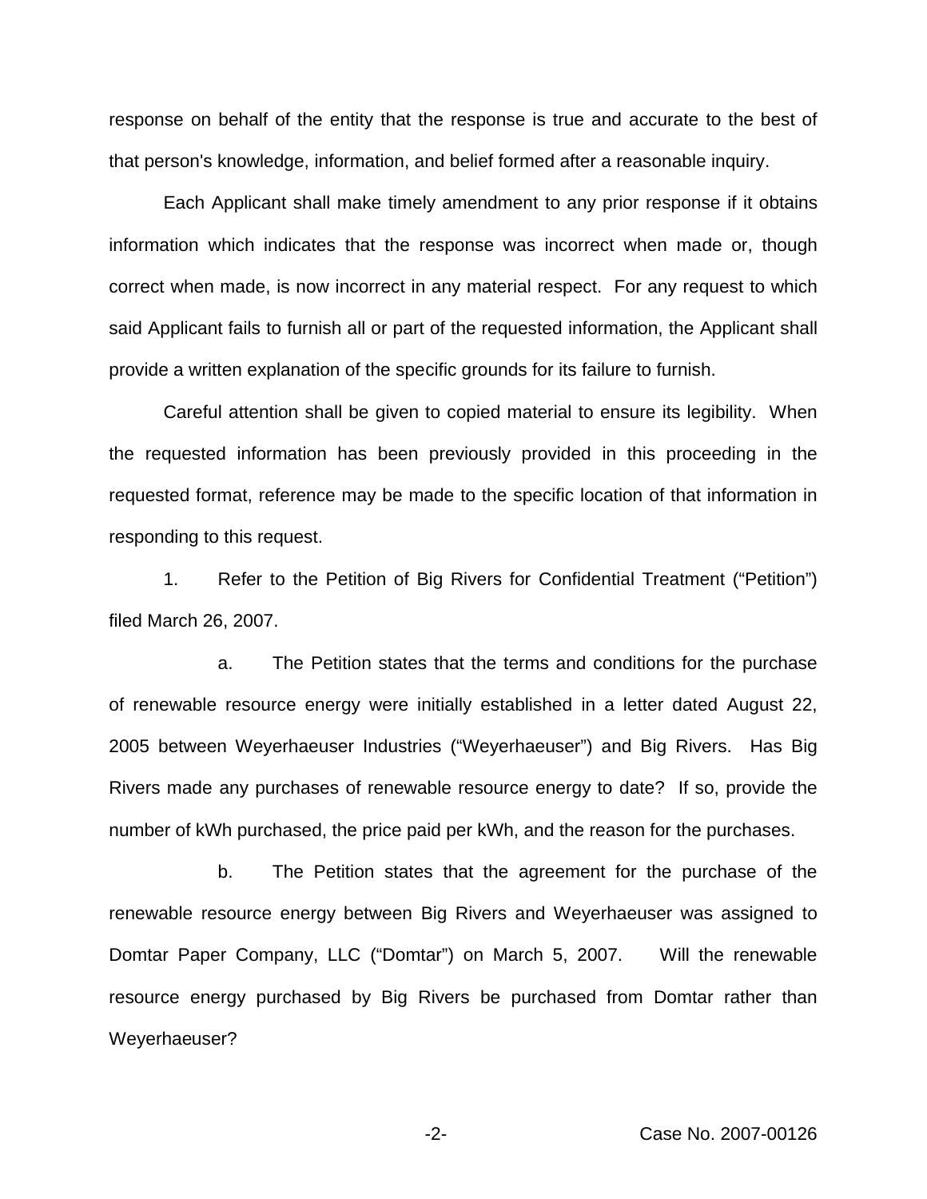response on behalf of the entity that the response is true and accurate to the best of that person's knowledge, information, and belief formed after a reasonable inquiry.

Each Applicant shall make timely amendment to any prior response if it obtains information which indicates that the response was incorrect when made or, though correct when made, is now incorrect in any material respect. For any request to which said Applicant fails to furnish all or part of the requested information, the Applicant shall provide a written explanation of the specific grounds for its failure to furnish.

Careful attention shall be given to copied material to ensure its legibility. When the requested information has been previously provided in this proceeding in the requested format, reference may be made to the specific location of that information in responding to this request.

1. Refer to the Petition of Big Rivers for Confidential Treatment ("Petition") filed March 26, 2007.

a. The Petition states that the terms and conditions for the purchase of renewable resource energy were initially established in a letter dated August 22, 2005 between Weyerhaeuser Industries ("Weyerhaeuser") and Big Rivers. Has Big Rivers made any purchases of renewable resource energy to date? If so, provide the number of kWh purchased, the price paid per kWh, and the reason for the purchases.

b. The Petition states that the agreement for the purchase of the renewable resource energy between Big Rivers and Weyerhaeuser was assigned to Domtar Paper Company, LLC ("Domtar") on March 5, 2007. Will the renewable resource energy purchased by Big Rivers be purchased from Domtar rather than Weyerhaeuser?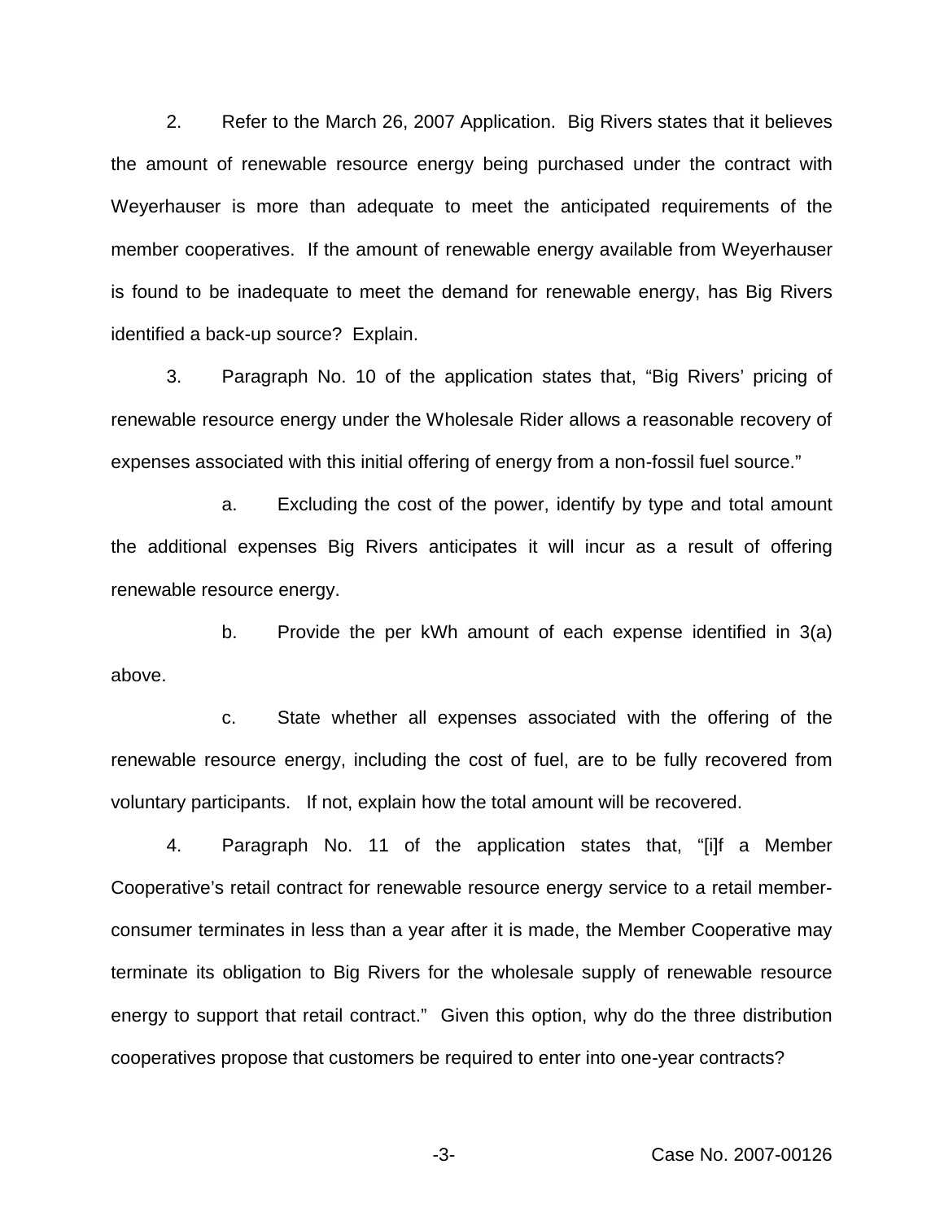2. Refer to the March 26, 2007 Application. Big Rivers states that it believes the amount of renewable resource energy being purchased under the contract with Weyerhauser is more than adequate to meet the anticipated requirements of the member cooperatives. If the amount of renewable energy available from Weyerhauser is found to be inadequate to meet the demand for renewable energy, has Big Rivers identified a back-up source? Explain.

3. Paragraph No. 10 of the application states that, "Big Rivers' pricing of renewable resource energy under the Wholesale Rider allows a reasonable recovery of expenses associated with this initial offering of energy from a non-fossil fuel source."

a. Excluding the cost of the power, identify by type and total amount the additional expenses Big Rivers anticipates it will incur as a result of offering renewable resource energy.

b. Provide the per kWh amount of each expense identified in 3(a) above.

c. State whether all expenses associated with the offering of the renewable resource energy, including the cost of fuel, are to be fully recovered from voluntary participants. If not, explain how the total amount will be recovered.

4. Paragraph No. 11 of the application states that, "[i]f a Member Cooperative's retail contract for renewable resource energy service to a retail member-consumer terminates in less than a year after it is made, the Member Cooperative may terminate its obligation to Big Rivers for the wholesale supply of renewable resource energy to support that retail contract." Given this option, why do the three distribution cooperatives propose that customers be required to enter into one-year contracts?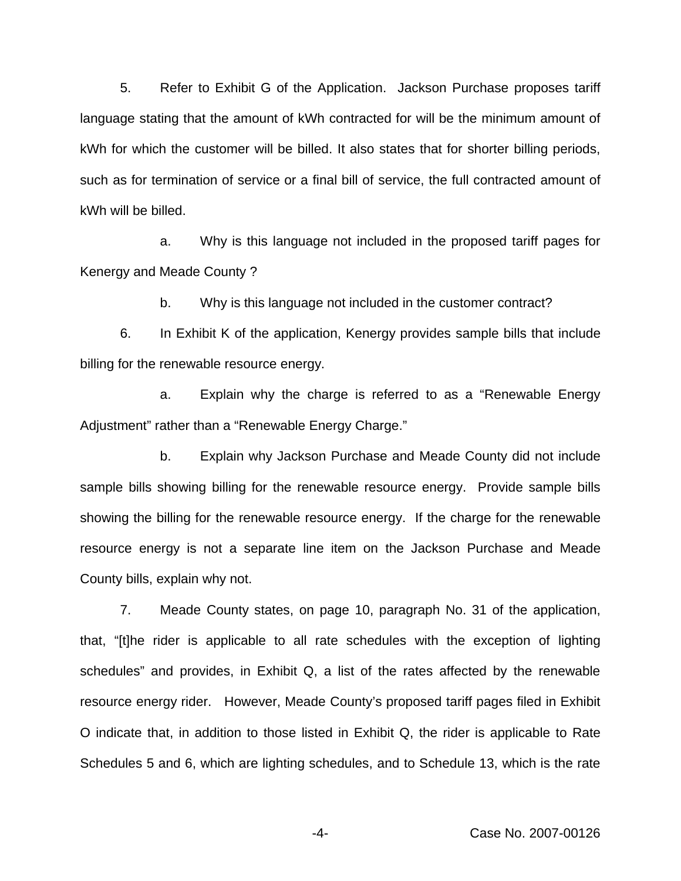5. Refer to Exhibit G of the Application. Jackson Purchase proposes tariff language stating that the amount of kWh contracted for will be the minimum amount of kWh for which the customer will be billed. It also states that for shorter billing periods, such as for termination of service or a final bill of service, the full contracted amount of kWh will be billed.

a. Why is this language not included in the proposed tariff pages for Kenergy and Meade County ?

b. Why is this language not included in the customer contract?

6. In Exhibit K of the application, Kenergy provides sample bills that include billing for the renewable resource energy.

a. Explain why the charge is referred to as a "Renewable Energy Adjustment" rather than a "Renewable Energy Charge."

b. Explain why Jackson Purchase and Meade County did not include sample bills showing billing for the renewable resource energy. Provide sample bills showing the billing for the renewable resource energy. If the charge for the renewable resource energy is not a separate line item on the Jackson Purchase and Meade County bills, explain why not.

7. Meade County states, on page 10, paragraph No. 31 of the application, that, "[t]he rider is applicable to all rate schedules with the exception of lighting schedules" and provides, in Exhibit Q, a list of the rates affected by the renewable resource energy rider. However, Meade County's proposed tariff pages filed in Exhibit O indicate that, in addition to those listed in Exhibit Q, the rider is applicable to Rate Schedules 5 and 6, which are lighting schedules, and to Schedule 13, which is the rate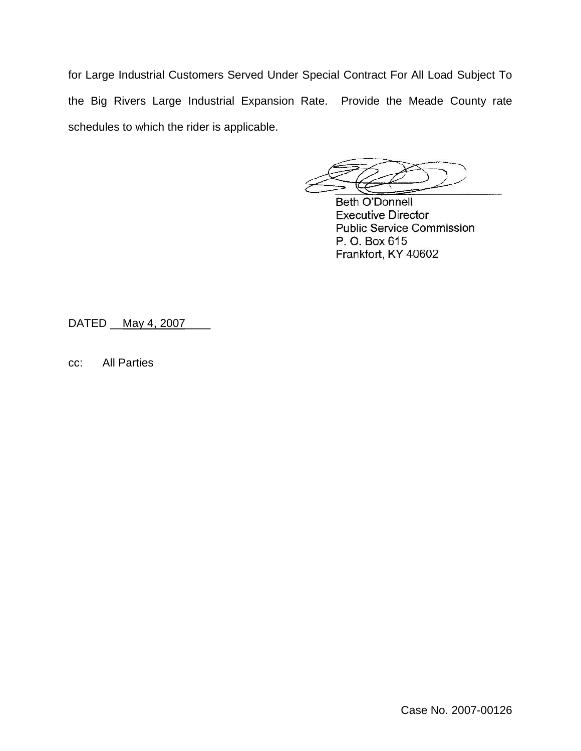for Large Industrial Customers Served Under Special Contract For All Load Subject To the Big Rivers Large Industrial Expansion Rate. Provide the Meade County rate schedules to which the rider is applicable.

Beth O'Donnell
Executive Director
Public Service Commission
P. O. Box 615
Frankfort, KY 40602

DATED May 4, 2007

cc: All Parties

Case No. 2007-00126